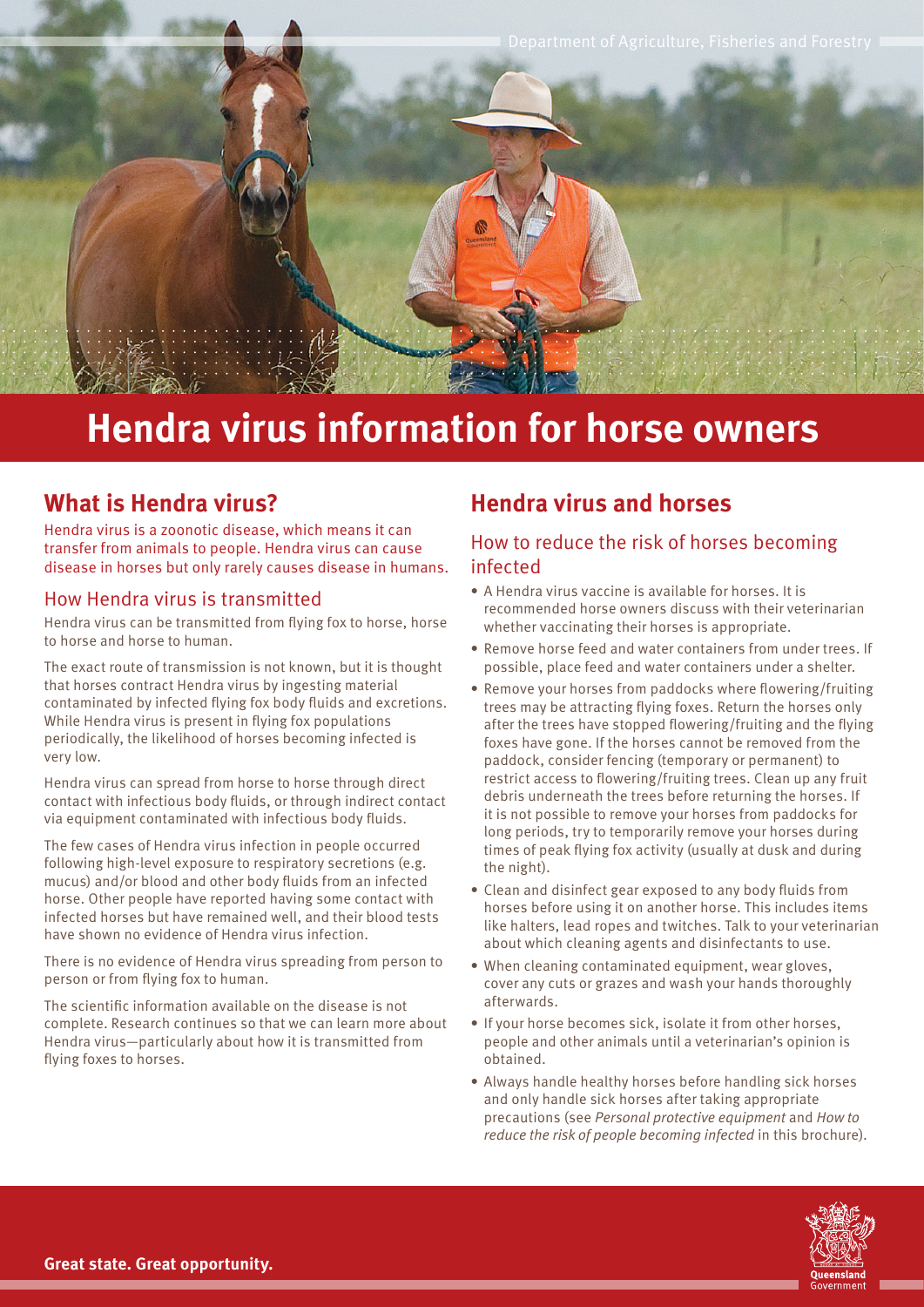Department of Agriculture, Fisheries and Forestry

# Hendra virus information for horse owners

## What is Hendra virus?

Hendra virus is a zoonotic disease, which means it can transfer from animals to people. Hendra virus can cause disease in horses but only rarely causes disease in humans.

### How Hendra virus is transmitted

Hendra virus can be transmitted from flying fox to horse, horse to horse and horse to human.

The exact route of transmission is not known, but it is thought that horses contract Hendra virus by ingesting material contaminated by infected flying fox body fluids and excretions. While Hendra virus is present in flying fox populations periodically, the likelihood of horses becoming infected is very low.

Hendra virus can spread from horse to horse through direct contact with infectious body fluids, or through indirect contact via equipment contaminated with infectious body fluids.

The few cases of Hendra virus infection in people occurred following high-level exposure to respiratory secretions (e.g. mucus) and/or blood and other body fluids from an infected horse. Other people have reported having some contact with infected horses but have remained well, and their blood tests have shown no evidence of Hendra virus infection.

There is no evidence of Hendra virus spreading from person to person or from flying fox to human.

The scientific information available on the disease is not complete. Research continues so that we can learn more about Hendra virus—particularly about how it is transmitted from flying foxes to horses.

## Hendra virus and horses

### How to reduce the risk of horses becoming infected

- A Hendra virus vaccine is available for horses. It is recommended horse owners discuss with their veterinarian whether vaccinating their horses is appropriate.
- Remove horse feed and water containers from under trees. If possible, place feed and water containers under a shelter.
- Remove your horses from paddocks where flowering/fruiting trees may be attracting flying foxes. Return the horses only after the trees have stopped flowering/fruiting and the flying foxes have gone. If the horses cannot be removed from the paddock, consider fencing (temporary or permanent) to restrict access to flowering/fruiting trees. Clean up any fruit debris underneath the trees before returning the horses. If it is not possible to remove your horses from paddocks for long periods, try to temporarily remove your horses during times of peak flying fox activity (usually at dusk and during the night).
- Clean and disinfect gear exposed to any body fluids from horses before using it on another horse. This includes items like halters, lead ropes and twitches. Talk to your veterinarian about which cleaning agents and disinfectants to use.
- When cleaning contaminated equipment, wear gloves, cover any cuts or grazes and wash your hands thoroughly afterwards.
- If your horse becomes sick, isolate it from other horses, people and other animals until a veterinarian's opinion is obtained.
- Always handle healthy horses before handling sick horses and only handle sick horses after taking appropriate precautions (see *Personal protective equipment* and *How to reduce the risk of people becoming infected* in this brochure).

**Great state. Great opportunity.**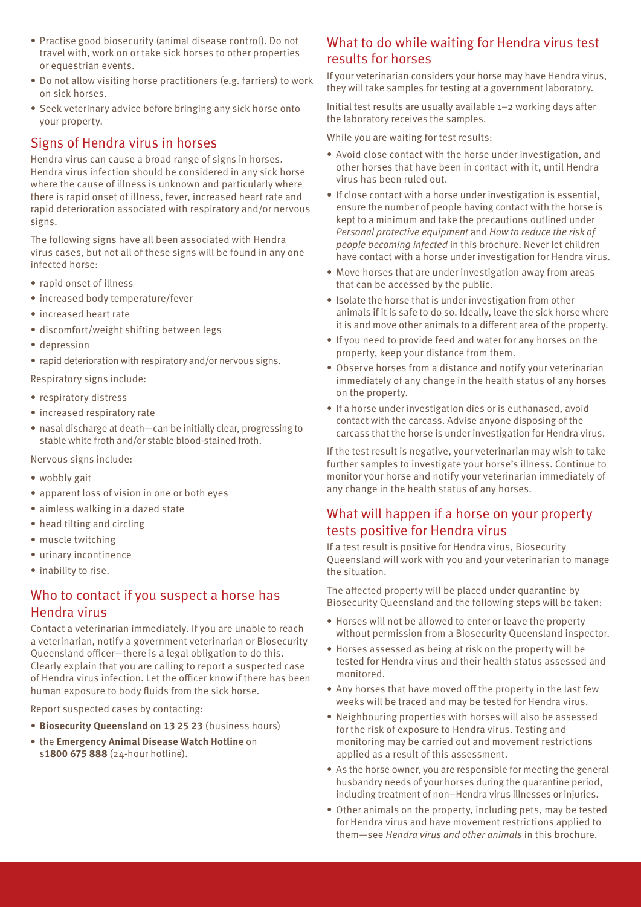- Practise good biosecurity (animal disease control). Do not travel with, work on or take sick horses to other properties or equestrian events.
- Do not allow visiting horse practitioners (e.g. farriers) to work on sick horses.
- Seek veterinary advice before bringing any sick horse onto your property.

## Signs of Hendra virus in horses

Hendra virus can cause a broad range of signs in horses. Hendra virus infection should be considered in any sick horse where the cause of illness is unknown and particularly where there is rapid onset of illness, fever, increased heart rate and rapid deterioration associated with respiratory and/or nervous signs.

The following signs have all been associated with Hendra virus cases, but not all of these signs will be found in any one infected horse:

- rapid onset of illness
- increased body temperature/fever
- increased heart rate
- discomfort/weight shifting between legs
- depression
- rapid deterioration with respiratory and/or nervous signs.

Respiratory signs include:

- respiratory distress
- increased respiratory rate
- nasal discharge at death—can be initially clear, progressing to stable white froth and/or stable blood-stained froth.

Nervous signs include:

- wobbly gait
- apparent loss of vision in one or both eyes
- aimless walking in a dazed state
- head tilting and circling
- muscle twitching
- urinary incontinence
- inability to rise.

## Who to contact if you suspect a horse has Hendra virus

Contact a veterinarian immediately. If you are unable to reach a veterinarian, notify a government veterinarian or Biosecurity Queensland officer—there is a legal obligation to do this. Clearly explain that you are calling to report a suspected case of Hendra virus infection. Let the officer know if there has been human exposure to body fluids from the sick horse.

Report suspected cases by contacting:

- **Biosecurity Queensland** on **13 25 23** (business hours)
- the **Emergency Animal Disease Watch Hotline** on s**1800 675 888** (24-hour hotline).

## What to do while waiting for Hendra virus test results for horses

If your veterinarian considers your horse may have Hendra virus, they will take samples for testing at a government laboratory.

Initial test results are usually available 1–2 working days after the laboratory receives the samples.

While you are waiting for test results:

- Avoid close contact with the horse under investigation, and other horses that have been in contact with it, until Hendra virus has been ruled out.
- If close contact with a horse under investigation is essential, ensure the number of people having contact with the horse is kept to a minimum and take the precautions outlined under *Personal protective equipment* and *How to reduce the risk of people becoming infected* in this brochure. Never let children have contact with a horse under investigation for Hendra virus.
- Move horses that are under investigation away from areas that can be accessed by the public.
- Isolate the horse that is under investigation from other animals if it is safe to do so. Ideally, leave the sick horse where it is and move other animals to a different area of the property.
- If you need to provide feed and water for any horses on the property, keep your distance from them.
- Observe horses from a distance and notify your veterinarian immediately of any change in the health status of any horses on the property.
- If a horse under investigation dies or is euthanased, avoid contact with the carcass. Advise anyone disposing of the carcass that the horse is under investigation for Hendra virus.

If the test result is negative, your veterinarian may wish to take further samples to investigate your horse's illness. Continue to monitor your horse and notify your veterinarian immediately of any change in the health status of any horses.

## What will happen if a horse on your property tests positive for Hendra virus

If a test result is positive for Hendra virus, Biosecurity Queensland will work with you and your veterinarian to manage the situation.

The affected property will be placed under quarantine by Biosecurity Queensland and the following steps will be taken:

- Horses will not be allowed to enter or leave the property without permission from a Biosecurity Queensland inspector.
- Horses assessed as being at risk on the property will be tested for Hendra virus and their health status assessed and monitored.
- Any horses that have moved off the property in the last few weeks will be traced and may be tested for Hendra virus.
- Neighbouring properties with horses will also be assessed for the risk of exposure to Hendra virus. Testing and monitoring may be carried out and movement restrictions applied as a result of this assessment.
- As the horse owner, you are responsible for meeting the general husbandry needs of your horses during the quarantine period, including treatment of non–Hendra virus illnesses or injuries.
- Other animals on the property, including pets, may be tested for Hendra virus and have movement restrictions applied to them—see *Hendra virus and other animals* in this brochure.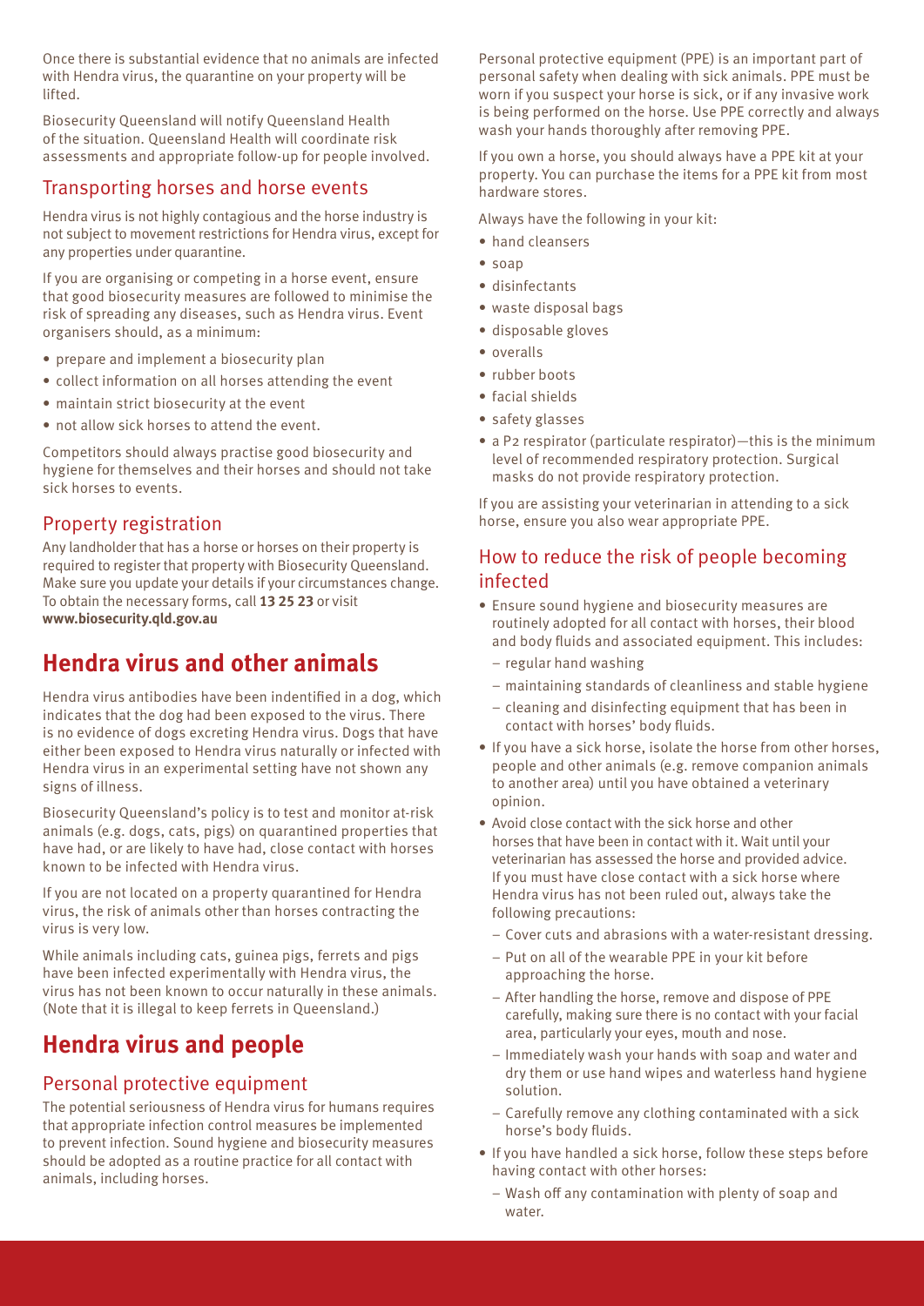Once there is substantial evidence that no animals are infected with Hendra virus, the quarantine on your property will be lifted.

Biosecurity Queensland will notify Queensland Health of the situation. Queensland Health will coordinate risk assessments and appropriate follow-up for people involved.

### Transporting horses and horse events

Hendra virus is not highly contagious and the horse industry is not subject to movement restrictions for Hendra virus, except for any properties under quarantine.

If you are organising or competing in a horse event, ensure that good biosecurity measures are followed to minimise the risk of spreading any diseases, such as Hendra virus. Event organisers should, as a minimum:

- prepare and implement a biosecurity plan
- collect information on all horses attending the event
- maintain strict biosecurity at the event
- not allow sick horses to attend the event.

Competitors should always practise good biosecurity and hygiene for themselves and their horses and should not take sick horses to events.

### Property registration

Any landholder that has a horse or horses on their property is required to register that property with Biosecurity Queensland. Make sure you update your details if your circumstances change. To obtain the necessary forms, call **13 25 23** or visit **www.biosecurity.qld.gov.au**

## Hendra virus and other animals

Hendra virus antibodies have been indentified in a dog, which indicates that the dog had been exposed to the virus. There is no evidence of dogs excreting Hendra virus. Dogs that have either been exposed to Hendra virus naturally or infected with Hendra virus in an experimental setting have not shown any signs of illness.

Biosecurity Queensland's policy is to test and monitor at-risk animals (e.g. dogs, cats, pigs) on quarantined properties that have had, or are likely to have had, close contact with horses known to be infected with Hendra virus.

If you are not located on a property quarantined for Hendra virus, the risk of animals other than horses contracting the virus is very low.

While animals including cats, guinea pigs, ferrets and pigs have been infected experimentally with Hendra virus, the virus has not been known to occur naturally in these animals. (Note that it is illegal to keep ferrets in Queensland.)

## Hendra virus and people

### Personal protective equipment

The potential seriousness of Hendra virus for humans requires that appropriate infection control measures be implemented to prevent infection. Sound hygiene and biosecurity measures should be adopted as a routine practice for all contact with animals, including horses.

Personal protective equipment (PPE) is an important part of personal safety when dealing with sick animals. PPE must be worn if you suspect your horse is sick, or if any invasive work is being performed on the horse. Use PPE correctly and always wash your hands thoroughly after removing PPE.

If you own a horse, you should always have a PPE kit at your property. You can purchase the items for a PPE kit from most hardware stores.

Always have the following in your kit:

- hand cleansers
- soap
- disinfectants
- waste disposal bags
- disposable gloves
- overalls
- rubber boots
- facial shields
- safety glasses
- a P2 respirator (particulate respirator)—this is the minimum level of recommended respiratory protection. Surgical masks do not provide respiratory protection.

If you are assisting your veterinarian in attending to a sick horse, ensure you also wear appropriate PPE.

### How to reduce the risk of people becoming infected

- Ensure sound hygiene and biosecurity measures are routinely adopted for all contact with horses, their blood and body fluids and associated equipment. This includes:
  - regular hand washing
  - maintaining standards of cleanliness and stable hygiene
  - cleaning and disinfecting equipment that has been in contact with horses' body fluids.
- If you have a sick horse, isolate the horse from other horses, people and other animals (e.g. remove companion animals to another area) until you have obtained a veterinary opinion.
- Avoid close contact with the sick horse and other horses that have been in contact with it. Wait until your veterinarian has assessed the horse and provided advice. If you must have close contact with a sick horse where Hendra virus has not been ruled out, always take the following precautions:
  - Cover cuts and abrasions with a water-resistant dressing.
  - Put on all of the wearable PPE in your kit before approaching the horse.
  - After handling the horse, remove and dispose of PPE carefully, making sure there is no contact with your facial area, particularly your eyes, mouth and nose.
  - Immediately wash your hands with soap and water and dry them or use hand wipes and waterless hand hygiene solution.
  - Carefully remove any clothing contaminated with a sick horse's body fluids.
- If you have handled a sick horse, follow these steps before having contact with other horses:
  - Wash off any contamination with plenty of soap and water.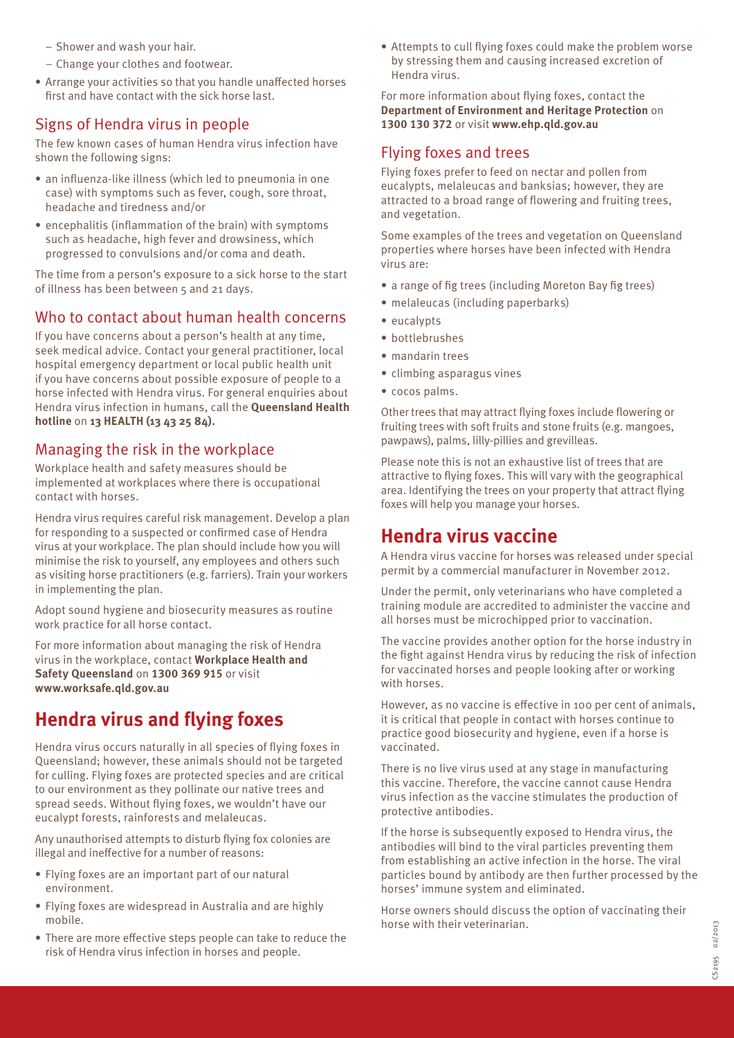- Shower and wash your hair.
- Change your clothes and footwear.

- Arrange your activities so that you handle unaffected horses first and have contact with the sick horse last.

### Signs of Hendra virus in people

The few known cases of human Hendra virus infection have shown the following signs:

- an influenza-like illness (which led to pneumonia in one case) with symptoms such as fever, cough, sore throat, headache and tiredness and/or
- encephalitis (inflammation of the brain) with symptoms such as headache, high fever and drowsiness, which progressed to convulsions and/or coma and death.

The time from a person's exposure to a sick horse to the start of illness has been between 5 and 21 days.

### Who to contact about human health concerns

If you have concerns about a person's health at any time, seek medical advice. Contact your general practitioner, local hospital emergency department or local public health unit if you have concerns about possible exposure of people to a horse infected with Hendra virus. For general enquiries about Hendra virus infection in humans, call the **Queensland Health hotline** on **13 HEALTH (13 43 25 84).**

### Managing the risk in the workplace

Workplace health and safety measures should be implemented at workplaces where there is occupational contact with horses.

Hendra virus requires careful risk management. Develop a plan for responding to a suspected or confirmed case of Hendra virus at your workplace. The plan should include how you will minimise the risk to yourself, any employees and others such as visiting horse practitioners (e.g. farriers). Train your workers in implementing the plan.

Adopt sound hygiene and biosecurity measures as routine work practice for all horse contact.

For more information about managing the risk of Hendra virus in the workplace, contact **Workplace Health and Safety Queensland** on **1300 369 915** or visit **www.worksafe.qld.gov.au**

## Hendra virus and flying foxes

Hendra virus occurs naturally in all species of flying foxes in Queensland; however, these animals should not be targeted for culling. Flying foxes are protected species and are critical to our environment as they pollinate our native trees and spread seeds. Without flying foxes, we wouldn't have our eucalypt forests, rainforests and melaleucas.

Any unauthorised attempts to disturb flying fox colonies are illegal and ineffective for a number of reasons:

- Flying foxes are an important part of our natural environment.
- Flying foxes are widespread in Australia and are highly mobile.
- There are more effective steps people can take to reduce the risk of Hendra virus infection in horses and people.
- Attempts to cull flying foxes could make the problem worse by stressing them and causing increased excretion of Hendra virus.

For more information about flying foxes, contact the **Department of Environment and Heritage Protection** on **1300 130 372** or visit **www.ehp.qld.gov.au**

### Flying foxes and trees

Flying foxes prefer to feed on nectar and pollen from eucalypts, melaleucas and banksias; however, they are attracted to a broad range of flowering and fruiting trees, and vegetation.

Some examples of the trees and vegetation on Queensland properties where horses have been infected with Hendra virus are:

- a range of fig trees (including Moreton Bay fig trees)
- melaleucas (including paperbarks)
- eucalypts
- bottlebrushes
- mandarin trees
- climbing asparagus vines
- cocos palms.

Other trees that may attract flying foxes include flowering or fruiting trees with soft fruits and stone fruits (e.g. mangoes, pawpaws), palms, lilly-pillies and grevilleas.

Please note this is not an exhaustive list of trees that are attractive to flying foxes. This will vary with the geographical area. Identifying the trees on your property that attract flying foxes will help you manage your horses.

## Hendra virus vaccine

A Hendra virus vaccine for horses was released under special permit by a commercial manufacturer in November 2012.

Under the permit, only veterinarians who have completed a training module are accredited to administer the vaccine and all horses must be microchipped prior to vaccination.

The vaccine provides another option for the horse industry in the fight against Hendra virus by reducing the risk of infection for vaccinated horses and people looking after or working with horses.

However, as no vaccine is effective in 100 per cent of animals, it is critical that people in contact with horses continue to practice good biosecurity and hygiene, even if a horse is vaccinated.

There is no live virus used at any stage in manufacturing this vaccine. Therefore, the vaccine cannot cause Hendra virus infection as the vaccine stimulates the production of protective antibodies.

If the horse is subsequently exposed to Hendra virus, the antibodies will bind to the viral particles preventing them from establishing an active infection in the horse. The viral particles bound by antibody are then further processed by the horses' immune system and eliminated.

Horse owners should discuss the option of vaccinating their horse with their veterinarian.

CS2195 02/2013